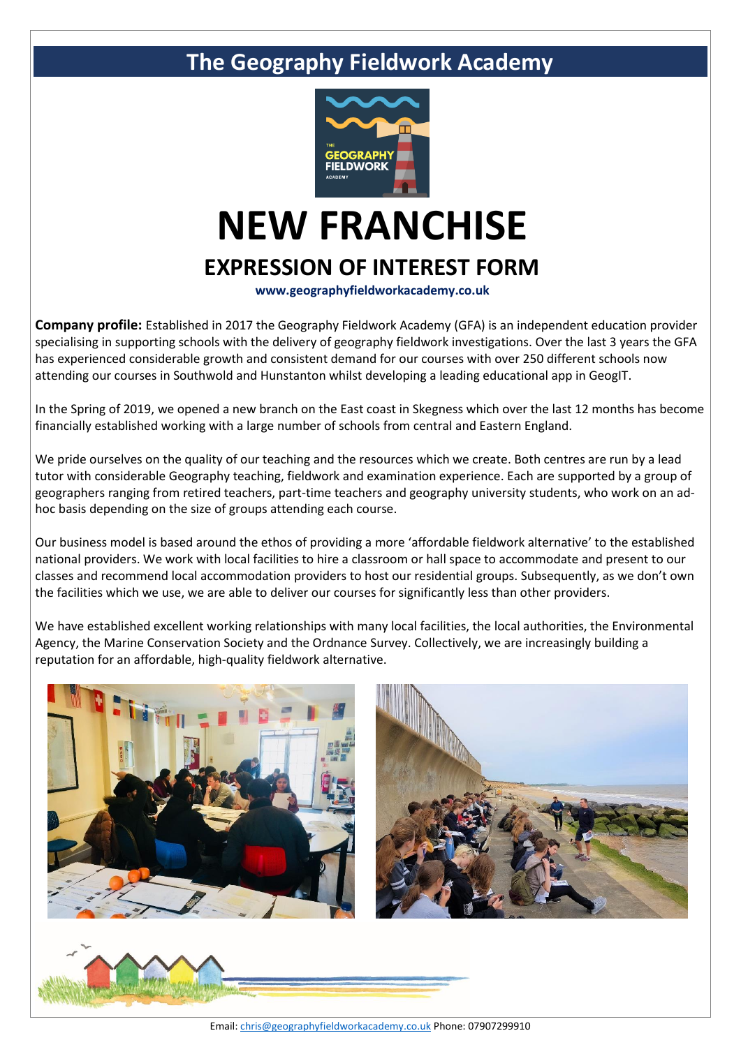# The Geography Fieldwork Academy

# NEW FRANCHISE

## EXPRESSION OF INTEREST FORM

**www.geographyfieldworkacademy.co.uk**

**Company profile:** Established in 2017 the Geography Fieldwork Academy (GFA) is an independent education provider specialising in supporting schools with the delivery of geography fieldwork investigations. Over the last 3 years the GFA has experienced considerable growth and consistent demand for our courses with over 250 different schools now attending our courses in Southwold and Hunstanton whilst developing a leading educational app in GeogIT.

In the Spring of 2019, we opened a new branch on the East coast in Skegness which over the last 12 months has become financially established working with a large number of schools from central and Eastern England.

We pride ourselves on the quality of our teaching and the resources which we create. Both centres are run by a lead tutor with considerable Geography teaching, fieldwork and examination experience. Each are supported by a group of geographers ranging from retired teachers, part-time teachers and geography university students, who work on an ad-hoc basis depending on the size of groups attending each course.

Our business model is based around the ethos of providing a more 'affordable fieldwork alternative' to the established national providers. We work with local facilities to hire a classroom or hall space to accommodate and present to our classes and recommend local accommodation providers to host our residential groups. Subsequently, as we don't own the facilities which we use, we are able to deliver our courses for significantly less than other providers.

We have established excellent working relationships with many local facilities, the local authorities, the Environmental Agency, the Marine Conservation Society and the Ordnance Survey. Collectively, we are increasingly building a reputation for an affordable, high-quality fieldwork alternative.

Email: chris@geographyfieldworkacademy.co.uk Phone: 07907299910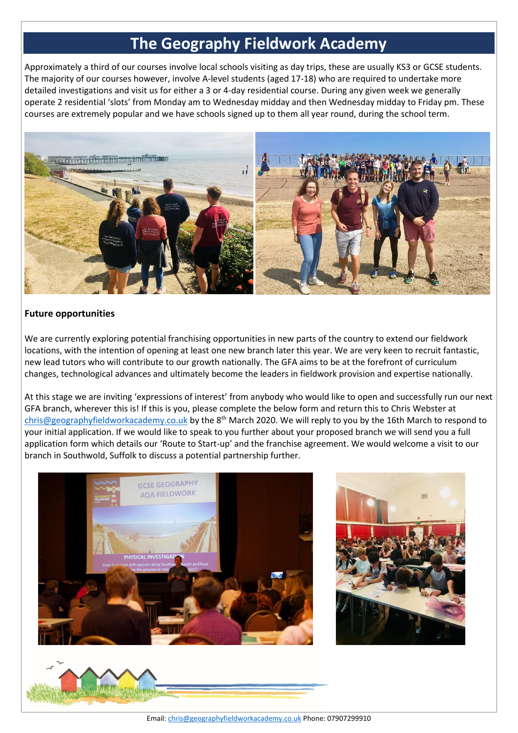# The Geography Fieldwork Academy

Approximately a third of our courses involve local schools visiting as day trips, these are usually KS3 or GCSE students. The majority of our courses however, involve A-level students (aged 17-18) who are required to undertake more detailed investigations and visit us for either a 3 or 4-day residential course. During any given week we generally operate 2 residential 'slots' from Monday am to Wednesday midday and then Wednesday midday to Friday pm. These courses are extremely popular and we have schools signed up to them all year round, during the school term.

**Future opportunities**

We are currently exploring potential franchising opportunities in new parts of the country to extend our fieldwork locations, with the intention of opening at least one new branch later this year. We are very keen to recruit fantastic, new lead tutors who will contribute to our growth nationally. The GFA aims to be at the forefront of curriculum changes, technological advances and ultimately become the leaders in fieldwork provision and expertise nationally.

At this stage we are inviting 'expressions of interest' from anybody who would like to open and successfully run our next GFA branch, wherever this is! If this is you, please complete the below form and return this to Chris Webster at chris@geographyfieldworkacademy.co.uk by the 8th March 2020. We will reply to you by the 16th March to respond to your initial application. If we would like to speak to you further about your proposed branch we will send you a full application form which details our 'Route to Start-up' and the franchise agreement. We would welcome a visit to our branch in Southwold, Suffolk to discuss a potential partnership further.

Email: chris@geographyfieldworkacademy.co.uk Phone: 07907299910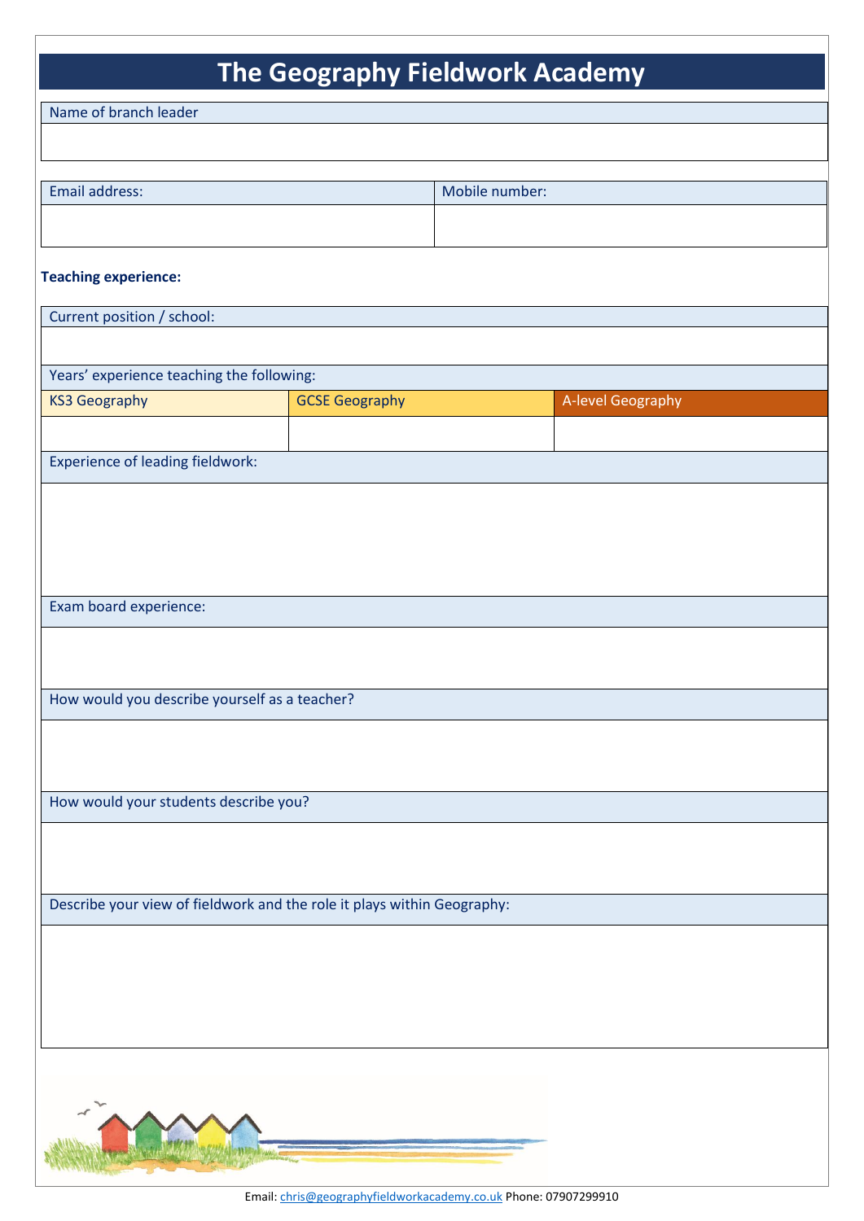# The Geography Fieldwork Academy

| Name of branch leader |
|---|
| |

| Email address: | Mobile number: |
|---|---|
| | |

**Teaching experience:**

| Current position / school: | | |
|---|---|---|
| | | |
| Years' experience teaching the following: | | |
| KS3 Geography | GCSE Geography | A-level Geography |
| | | |
| Experience of leading fieldwork: | | |
| | | |
| Exam board experience: | | |
| | | |
| How would you describe yourself as a teacher? | | |
| | | |
| How would your students describe you? | | |
| | | |
| Describe your view of fieldwork and the role it plays within Geography: | | |
| | | |

Email: chris@geographyfieldworkacademy.co.uk Phone: 07907299910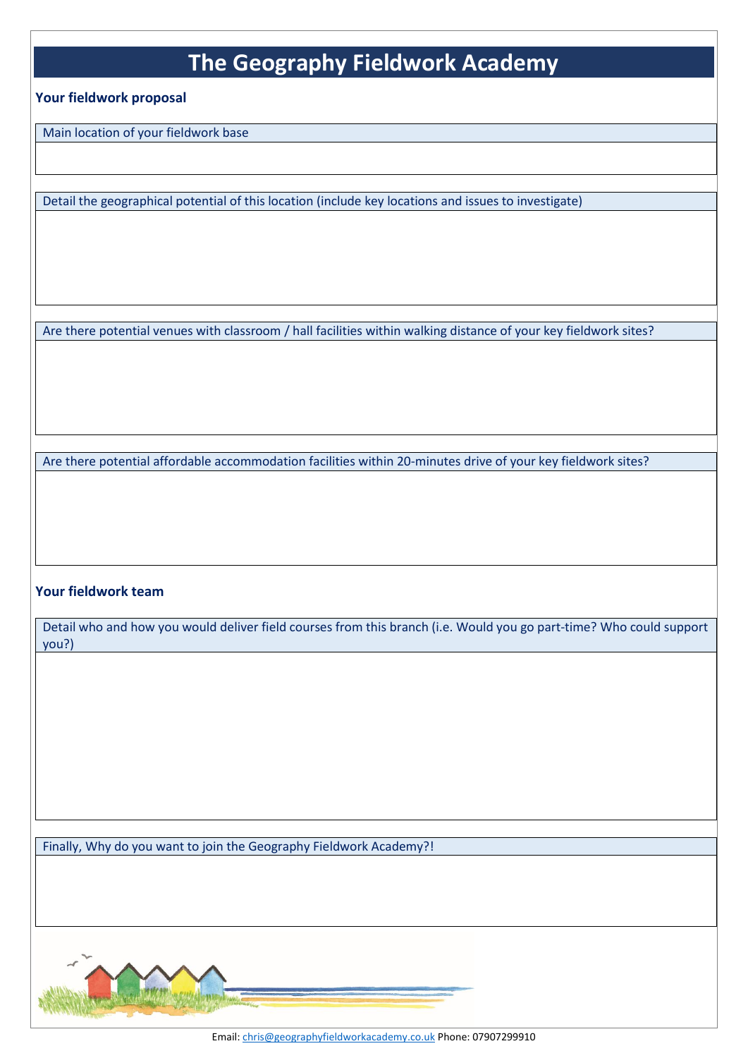# The Geography Fieldwork Academy

**Your fieldwork proposal**

| Main location of your fieldwork base |
| --- |
| |

| Detail the geographical potential of this location (include key locations and issues to investigate) |
| --- |
| |

| Are there potential venues with classroom / hall facilities within walking distance of your key fieldwork sites? |
| --- |
| |

| Are there potential affordable accommodation facilities within 20-minutes drive of your key fieldwork sites? |
| --- |
| |

**Your fieldwork team**

| Detail who and how you would deliver field courses from this branch (i.e. Would you go part-time? Who could support you?) |
| --- |
| |

| Finally, Why do you want to join the Geography Fieldwork Academy?! |
| --- |
| |

Email: chris@geographyfieldworkacademy.co.uk Phone: 07907299910